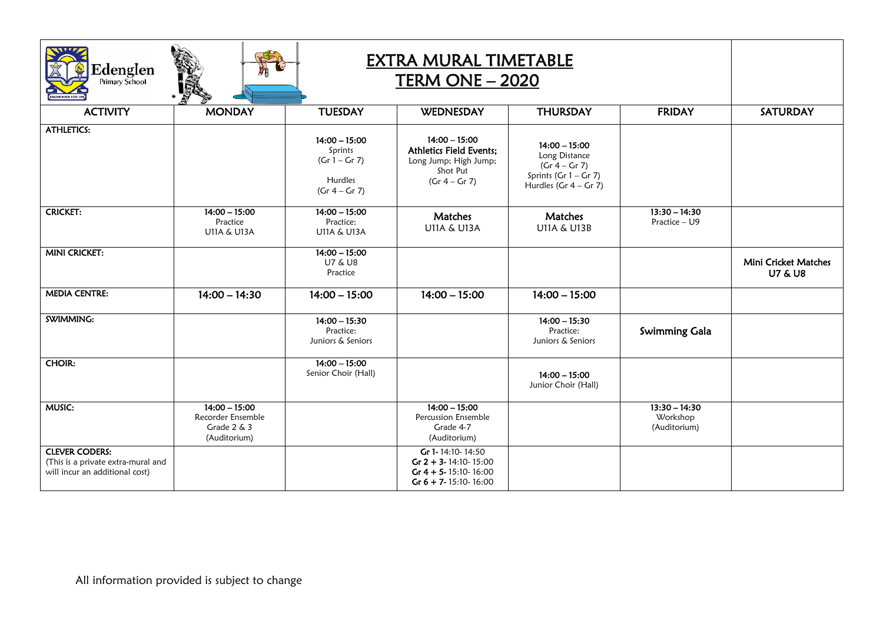# EXTRA MURAL TIMETABLE
# TERM ONE – 2020

| ACTIVITY | MONDAY | TUESDAY | WEDNESDAY | THURSDAY | FRIDAY | SATURDAY |
|---|---|---|---|---|---|---|
| **ATHLETICS:** | | **14:00 – 15:00**<br>Sprints<br>(Gr 1 – Gr 7)<br><br>Hurdles<br>(Gr 4 – Gr 7) | **14:00 – 15:00**<br>**Athletics Field Events;**<br>Long Jump; High Jump; Shot Put<br>(Gr 4 – Gr 7) | **14:00 – 15:00**<br>Long Distance<br>(Gr 4 – Gr 7)<br>Sprints (Gr 1 – Gr 7)<br>Hurdles (Gr 4 – Gr 7) | | |
| **CRICKET:** | **14:00 – 15:00**<br>Practice<br>U11A & U13A | **14:00 – 15:00**<br>Practice:<br>U11A & U13A | **Matches**<br>U11A & U13A | **Matches**<br>U11A & U13B | **13:30 – 14:30**<br>Practice – U9 | |
| **MINI CRICKET:** | | **14:00 – 15:00**<br>U7 & U8<br>Practice | | | | **Mini Cricket Matches U7 & U8** |
| **MEDIA CENTRE:** | 14:00 – 14:30 | 14:00 – 15:00 | 14:00 – 15:00 | 14:00 – 15:00 | | |
| **SWIMMING:** | | **14:00 – 15:30**<br>Practice:<br>Juniors & Seniors | | **14:00 – 15:30**<br>Practice:<br>Juniors & Seniors | **Swimming Gala** | |
| **CHOIR:** | | **14:00 – 15:00**<br>Senior Choir (Hall) | | **14:00 – 15:00**<br>Junior Choir (Hall) | | |
| **MUSIC:** | **14:00 – 15:00**<br>Recorder Ensemble<br>Grade 2 & 3<br>(Auditorium) | | **14:00 – 15:00**<br>Percussion Ensemble<br>Grade 4-7<br>(Auditorium) | | **13:30 – 14:30**<br>Workshop<br>(Auditorium) | |
| **CLEVER CODERS:**<br>(This is a private extra-mural and will incur an additional cost) | | | **Gr 1-** 14:10- 14:50<br>**Gr 2 + 3-** 14:10- 15:00<br>**Gr 4 + 5-** 15:10- 16:00<br>**Gr 6 + 7-** 15:10- 16:00 | | | |

All information provided is subject to change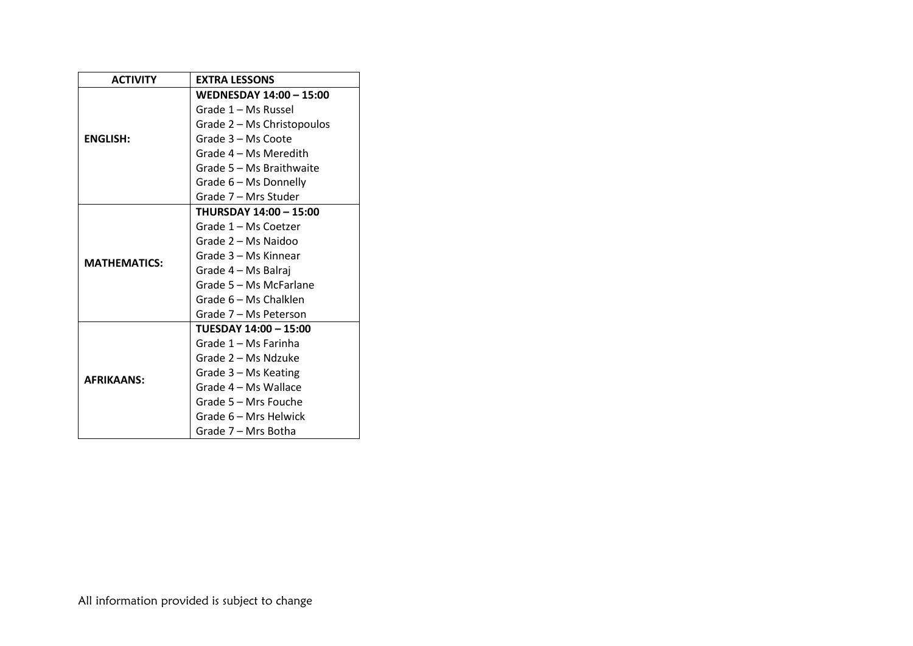| ACTIVITY | EXTRA LESSONS |
|---|---|
| **ENGLISH:** | **WEDNESDAY 14:00 – 15:00**<br>Grade 1 – Ms Russel<br>Grade 2 – Ms Christopoulos<br>Grade 3 – Ms Coote<br>Grade 4 – Ms Meredith<br>Grade 5 – Ms Braithwaite<br>Grade 6 – Ms Donnelly<br>Grade 7 – Mrs Studer |
| **MATHEMATICS:** | **THURSDAY 14:00 – 15:00**<br>Grade 1 – Ms Coetzer<br>Grade 2 – Ms Naidoo<br>Grade 3 – Ms Kinnear<br>Grade 4 – Ms Balraj<br>Grade 5 – Ms McFarlane<br>Grade 6 – Ms Chalklen<br>Grade 7 – Ms Peterson |
| **AFRIKAANS:** | **TUESDAY 14:00 – 15:00**<br>Grade 1 – Ms Farinha<br>Grade 2 – Ms Ndzuke<br>Grade 3 – Ms Keating<br>Grade 4 – Ms Wallace<br>Grade 5 – Mrs Fouche<br>Grade 6 – Mrs Helwick<br>Grade 7 – Mrs Botha |

All information provided is subject to change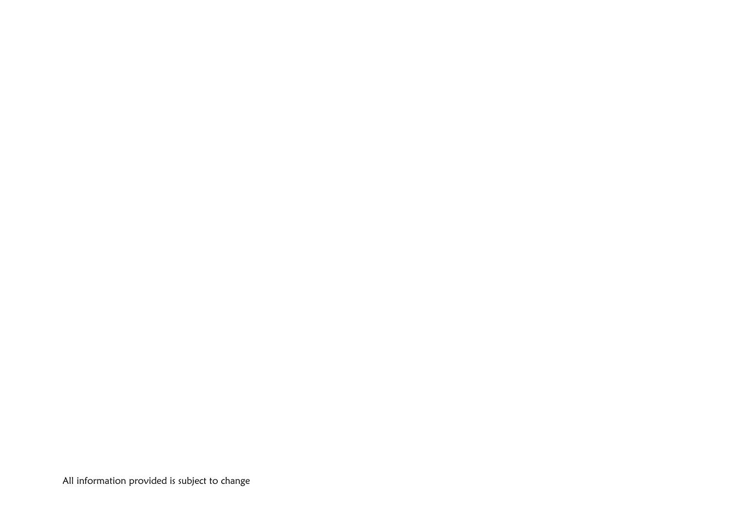All information provided is subject to change